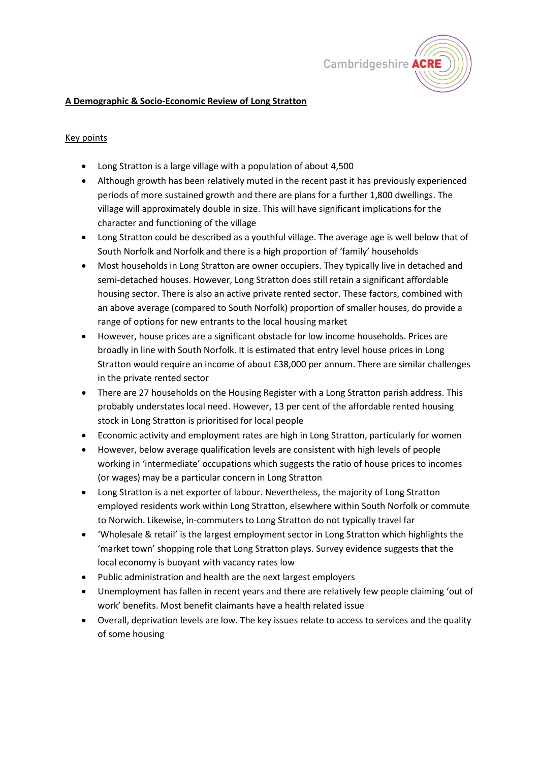# A Demographic & Socio-Economic Review of Long Stratton

## Key points

- Long Stratton is a large village with a population of about 4,500
- Although growth has been relatively muted in the recent past it has previously experienced periods of more sustained growth and there are plans for a further 1,800 dwellings. The village will approximately double in size. This will have significant implications for the character and functioning of the village
- Long Stratton could be described as a youthful village. The average age is well below that of South Norfolk and Norfolk and there is a high proportion of 'family' households
- Most households in Long Stratton are owner occupiers. They typically live in detached and semi-detached houses. However, Long Stratton does still retain a significant affordable housing sector. There is also an active private rented sector. These factors, combined with an above average (compared to South Norfolk) proportion of smaller houses, do provide a range of options for new entrants to the local housing market
- However, house prices are a significant obstacle for low income households. Prices are broadly in line with South Norfolk. It is estimated that entry level house prices in Long Stratton would require an income of about £38,000 per annum. There are similar challenges in the private rented sector
- There are 27 households on the Housing Register with a Long Stratton parish address. This probably understates local need. However, 13 per cent of the affordable rented housing stock in Long Stratton is prioritised for local people
- Economic activity and employment rates are high in Long Stratton, particularly for women
- However, below average qualification levels are consistent with high levels of people working in 'intermediate' occupations which suggests the ratio of house prices to incomes (or wages) may be a particular concern in Long Stratton
- Long Stratton is a net exporter of labour. Nevertheless, the majority of Long Stratton employed residents work within Long Stratton, elsewhere within South Norfolk or commute to Norwich. Likewise, in-commuters to Long Stratton do not typically travel far
- 'Wholesale & retail' is the largest employment sector in Long Stratton which highlights the 'market town' shopping role that Long Stratton plays. Survey evidence suggests that the local economy is buoyant with vacancy rates low
- Public administration and health are the next largest employers
- Unemployment has fallen in recent years and there are relatively few people claiming 'out of work' benefits. Most benefit claimants have a health related issue
- Overall, deprivation levels are low. The key issues relate to access to services and the quality of some housing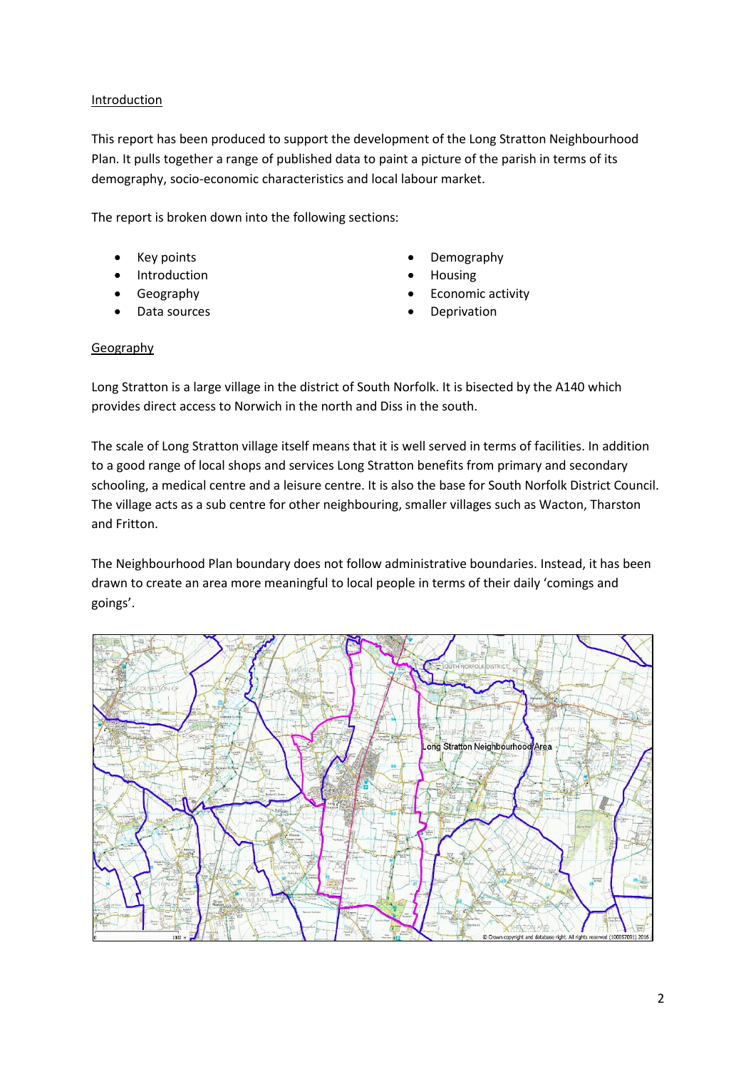## Introduction

This report has been produced to support the development of the Long Stratton Neighbourhood Plan. It pulls together a range of published data to paint a picture of the parish in terms of its demography, socio-economic characteristics and local labour market.

The report is broken down into the following sections:

- Key points
- Introduction
- Geography
- Data sources
- Demography
- Housing
- Economic activity
- Deprivation

## Geography

Long Stratton is a large village in the district of South Norfolk. It is bisected by the A140 which provides direct access to Norwich in the north and Diss in the south.

The scale of Long Stratton village itself means that it is well served in terms of facilities. In addition to a good range of local shops and services Long Stratton benefits from primary and secondary schooling, a medical centre and a leisure centre. It is also the base for South Norfolk District Council. The village acts as a sub centre for other neighbouring, smaller villages such as Wacton, Tharston and Fritton.

The Neighbourhood Plan boundary does not follow administrative boundaries. Instead, it has been drawn to create an area more meaningful to local people in terms of their daily 'comings and goings'.

Long Stratton Neighbourhood Area

© Crown copyright and database right. All rights reserved (100057091) 2016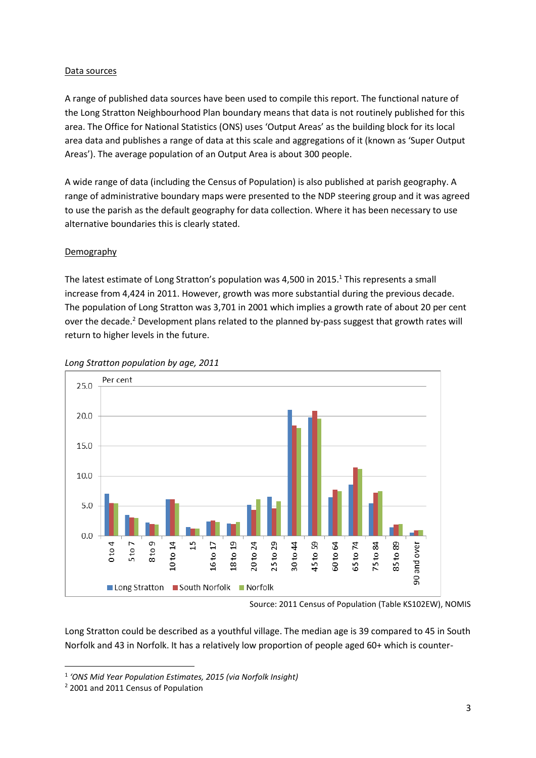Data sources

A range of published data sources have been used to compile this report. The functional nature of the Long Stratton Neighbourhood Plan boundary means that data is not routinely published for this area. The Office for National Statistics (ONS) uses 'Output Areas' as the building block for its local area data and publishes a range of data at this scale and aggregations of it (known as 'Super Output Areas'). The average population of an Output Area is about 300 people.

A wide range of data (including the Census of Population) is also published at parish geography. A range of administrative boundary maps were presented to the NDP steering group and it was agreed to use the parish as the default geography for data collection. Where it has been necessary to use alternative boundaries this is clearly stated.

Demography

The latest estimate of Long Stratton's population was 4,500 in 2015.[1] This represents a small increase from 4,424 in 2011. However, growth was more substantial during the previous decade. The population of Long Stratton was 3,701 in 2001 which implies a growth rate of about 20 per cent over the decade.[2] Development plans related to the planned by-pass suggest that growth rates will return to higher levels in the future.

*Long Stratton population by age, 2011*

Source: 2011 Census of Population (Table KS102EW), NOMIS

Long Stratton could be described as a youthful village. The median age is 39 compared to 45 in South Norfolk and 43 in Norfolk. It has a relatively low proportion of people aged 60+ which is counter-

---

[1] *'ONS Mid Year Population Estimates, 2015 (via Norfolk Insight)*

[2] 2001 and 2011 Census of Population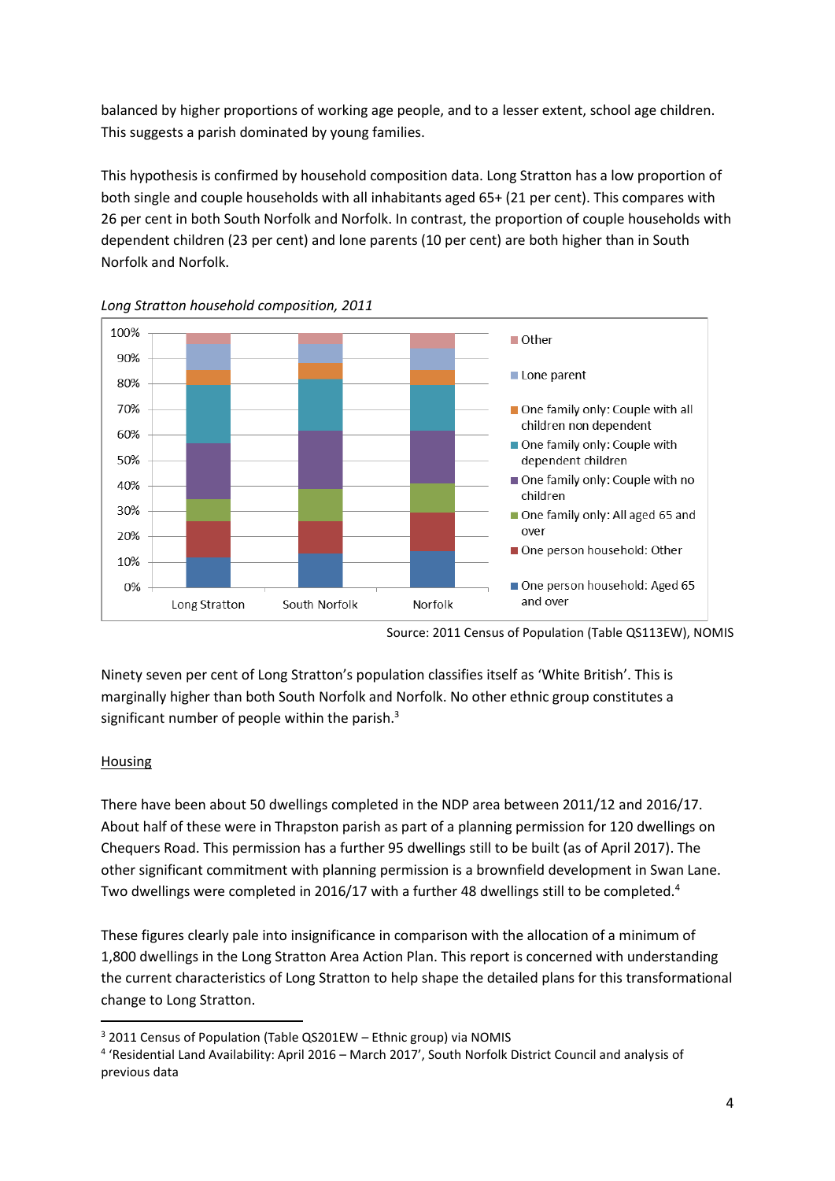balanced by higher proportions of working age people, and to a lesser extent, school age children. This suggests a parish dominated by young families.

This hypothesis is confirmed by household composition data. Long Stratton has a low proportion of both single and couple households with all inhabitants aged 65+ (21 per cent). This compares with 26 per cent in both South Norfolk and Norfolk. In contrast, the proportion of couple households with dependent children (23 per cent) and lone parents (10 per cent) are both higher than in South Norfolk and Norfolk.

*Long Stratton household composition, 2011*

Source: 2011 Census of Population (Table QS113EW), NOMIS

Ninety seven per cent of Long Stratton's population classifies itself as 'White British'. This is marginally higher than both South Norfolk and Norfolk. No other ethnic group constitutes a significant number of people within the parish.[3]

## Housing

There have been about 50 dwellings completed in the NDP area between 2011/12 and 2016/17. About half of these were in Thrapston parish as part of a planning permission for 120 dwellings on Chequers Road. This permission has a further 95 dwellings still to be built (as of April 2017). The other significant commitment with planning permission is a brownfield development in Swan Lane. Two dwellings were completed in 2016/17 with a further 48 dwellings still to be completed.[4]

These figures clearly pale into insignificance in comparison with the allocation of a minimum of 1,800 dwellings in the Long Stratton Area Action Plan. This report is concerned with understanding the current characteristics of Long Stratton to help shape the detailed plans for this transformational change to Long Stratton.

---

[3] 2011 Census of Population (Table QS201EW – Ethnic group) via NOMIS

[4] 'Residential Land Availability: April 2016 – March 2017', South Norfolk District Council and analysis of previous data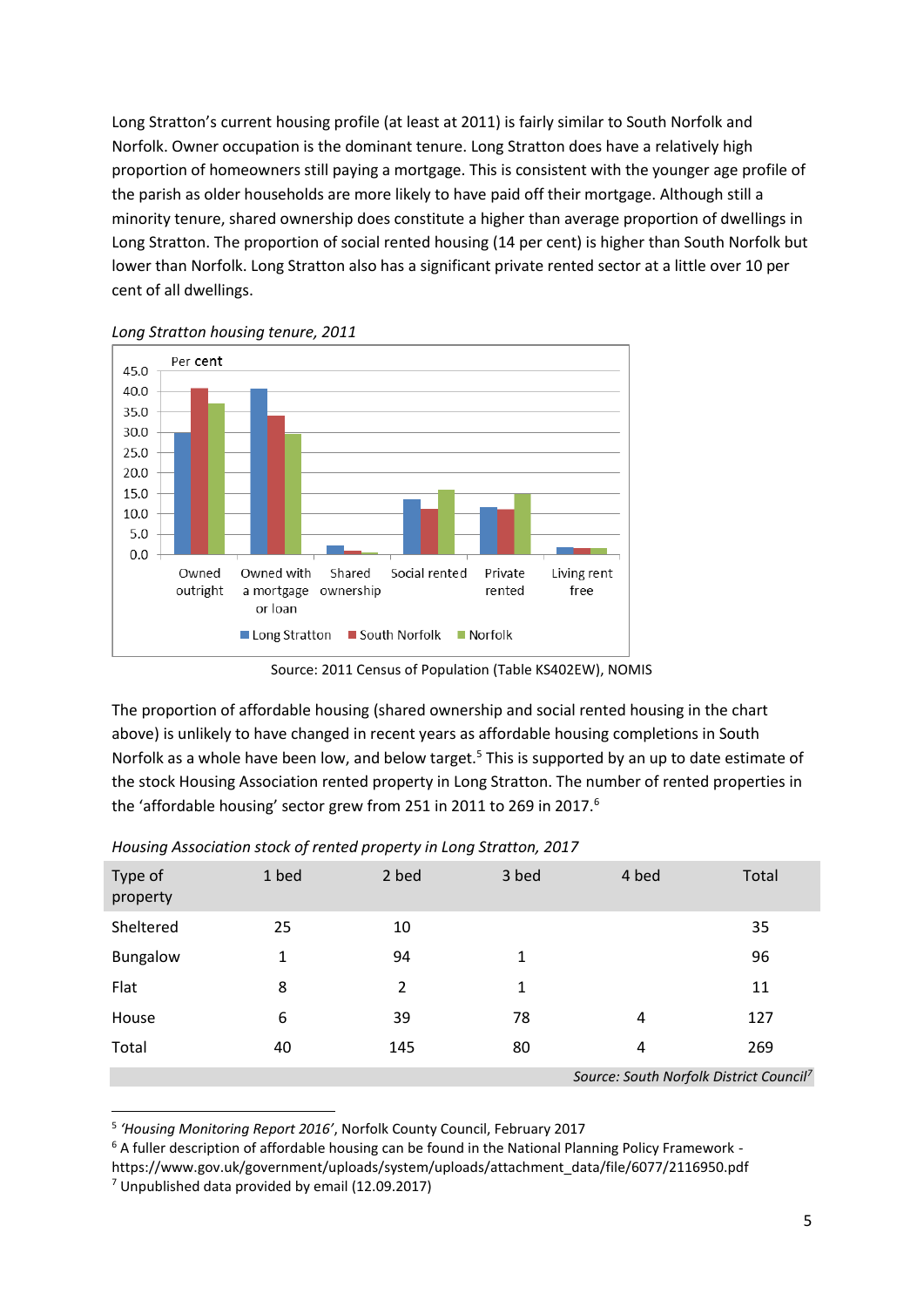Long Stratton's current housing profile (at least at 2011) is fairly similar to South Norfolk and Norfolk. Owner occupation is the dominant tenure. Long Stratton does have a relatively high proportion of homeowners still paying a mortgage. This is consistent with the younger age profile of the parish as older households are more likely to have paid off their mortgage. Although still a minority tenure, shared ownership does constitute a higher than average proportion of dwellings in Long Stratton. The proportion of social rented housing (14 per cent) is higher than South Norfolk but lower than Norfolk. Long Stratton also has a significant private rented sector at a little over 10 per cent of all dwellings.

*Long Stratton housing tenure, 2011*

Source: 2011 Census of Population (Table KS402EW), NOMIS

The proportion of affordable housing (shared ownership and social rented housing in the chart above) is unlikely to have changed in recent years as affordable housing completions in South Norfolk as a whole have been low, and below target.[5] This is supported by an up to date estimate of the stock Housing Association rented property in Long Stratton. The number of rented properties in the 'affordable housing' sector grew from 251 in 2011 to 269 in 2017.[6]

*Housing Association stock of rented property in Long Stratton, 2017*

| Type of property | 1 bed | 2 bed | 3 bed | 4 bed | Total |
|---|---|---|---|---|---|
| Sheltered | 25 | 10 | | | 35 |
| Bungalow | 1 | 94 | 1 | | 96 |
| Flat | 8 | 2 | 1 | | 11 |
| House | 6 | 39 | 78 | 4 | 127 |
| Total | 40 | 145 | 80 | 4 | 269 |

*Source: South Norfolk District Council*[7]

[5] *'Housing Monitoring Report 2016'*, Norfolk County Council, February 2017

[6] A fuller description of affordable housing can be found in the National Planning Policy Framework - https://www.gov.uk/government/uploads/system/uploads/attachment_data/file/6077/2116950.pdf

[7] Unpublished data provided by email (12.09.2017)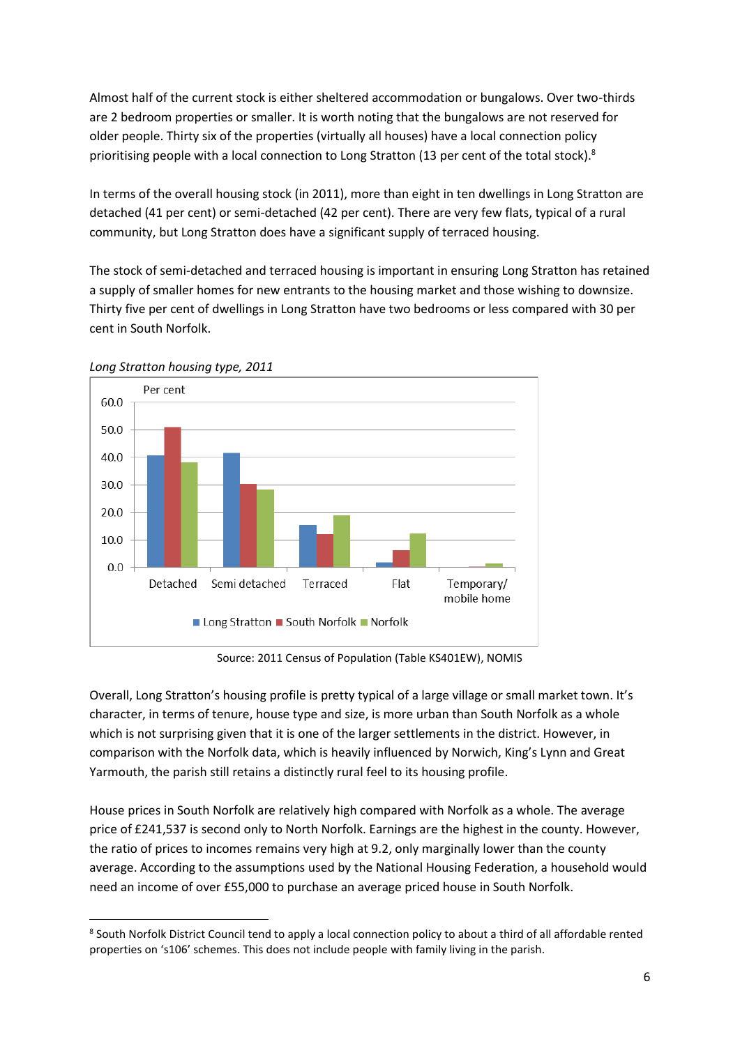Almost half of the current stock is either sheltered accommodation or bungalows. Over two-thirds are 2 bedroom properties or smaller. It is worth noting that the bungalows are not reserved for older people. Thirty six of the properties (virtually all houses) have a local connection policy prioritising people with a local connection to Long Stratton (13 per cent of the total stock).[8]

In terms of the overall housing stock (in 2011), more than eight in ten dwellings in Long Stratton are detached (41 per cent) or semi-detached (42 per cent). There are very few flats, typical of a rural community, but Long Stratton does have a significant supply of terraced housing.

The stock of semi-detached and terraced housing is important in ensuring Long Stratton has retained a supply of smaller homes for new entrants to the housing market and those wishing to downsize. Thirty five per cent of dwellings in Long Stratton have two bedrooms or less compared with 30 per cent in South Norfolk.

*Long Stratton housing type, 2011*

Per cent

Detached, Semi detached, Terraced, Flat, Temporary/ mobile home

Long Stratton, South Norfolk, Norfolk

Source: 2011 Census of Population (Table KS401EW), NOMIS

Overall, Long Stratton's housing profile is pretty typical of a large village or small market town. It's character, in terms of tenure, house type and size, is more urban than South Norfolk as a whole which is not surprising given that it is one of the larger settlements in the district. However, in comparison with the Norfolk data, which is heavily influenced by Norwich, King's Lynn and Great Yarmouth, the parish still retains a distinctly rural feel to its housing profile.

House prices in South Norfolk are relatively high compared with Norfolk as a whole. The average price of £241,537 is second only to North Norfolk. Earnings are the highest in the county. However, the ratio of prices to incomes remains very high at 9.2, only marginally lower than the county average. According to the assumptions used by the National Housing Federation, a household would need an income of over £55,000 to purchase an average priced house in South Norfolk.

---

[8] South Norfolk District Council tend to apply a local connection policy to about a third of all affordable rented properties on 's106' schemes. This does not include people with family living in the parish.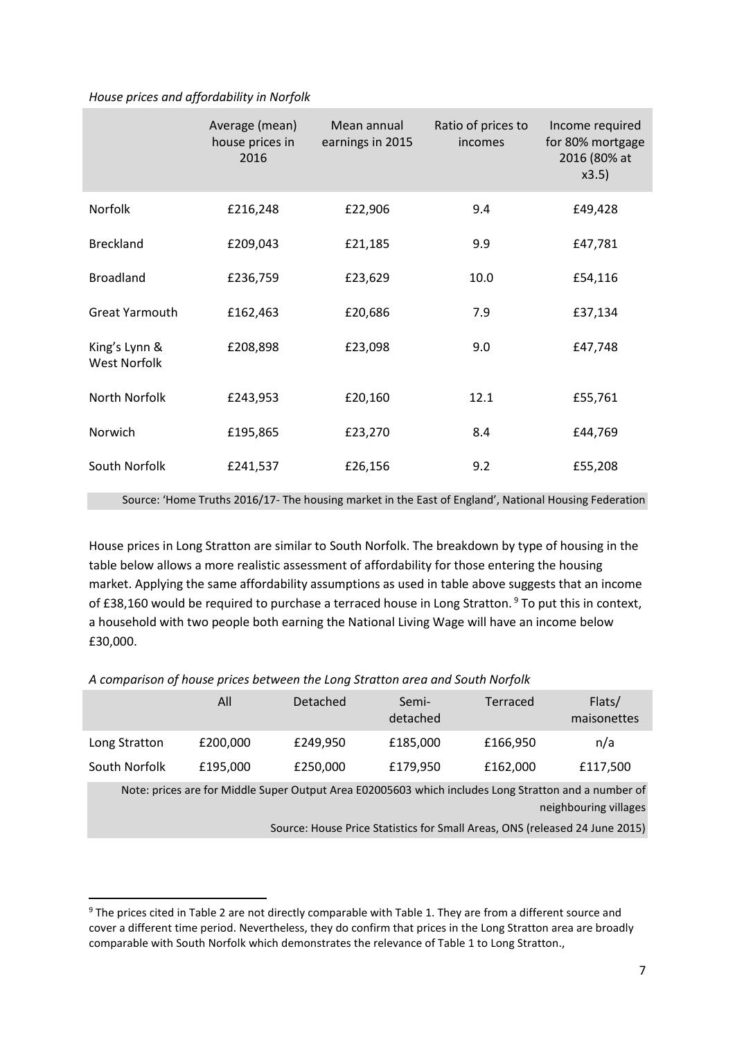*House prices and affordability in Norfolk*

| | Average (mean) house prices in 2016 | Mean annual earnings in 2015 | Ratio of prices to incomes | Income required for 80% mortgage 2016 (80% at x3.5) |
|---|---|---|---|---|
| Norfolk | £216,248 | £22,906 | 9.4 | £49,428 |
| Breckland | £209,043 | £21,185 | 9.9 | £47,781 |
| Broadland | £236,759 | £23,629 | 10.0 | £54,116 |
| Great Yarmouth | £162,463 | £20,686 | 7.9 | £37,134 |
| King's Lynn & West Norfolk | £208,898 | £23,098 | 9.0 | £47,748 |
| North Norfolk | £243,953 | £20,160 | 12.1 | £55,761 |
| Norwich | £195,865 | £23,270 | 8.4 | £44,769 |
| South Norfolk | £241,537 | £26,156 | 9.2 | £55,208 |

Source: 'Home Truths 2016/17- The housing market in the East of England', National Housing Federation

House prices in Long Stratton are similar to South Norfolk. The breakdown by type of housing in the table below allows a more realistic assessment of affordability for those entering the housing market. Applying the same affordability assumptions as used in table above suggests that an income of £38,160 would be required to purchase a terraced house in Long Stratton.[9] To put this in context, a household with two people both earning the National Living Wage will have an income below £30,000.

*A comparison of house prices between the Long Stratton area and South Norfolk*

| | All | Detached | Semi-detached | Terraced | Flats/ maisonettes |
|---|---|---|---|---|---|
| Long Stratton | £200,000 | £249,950 | £185,000 | £166,950 | n/a |
| South Norfolk | £195,000 | £250,000 | £179,950 | £162,000 | £117,500 |

Note: prices are for Middle Super Output Area E02005603 which includes Long Stratton and a number of neighbouring villages

Source: House Price Statistics for Small Areas, ONS (released 24 June 2015)

[9] The prices cited in Table 2 are not directly comparable with Table 1. They are from a different source and cover a different time period. Nevertheless, they do confirm that prices in the Long Stratton area are broadly comparable with South Norfolk which demonstrates the relevance of Table 1 to Long Stratton.,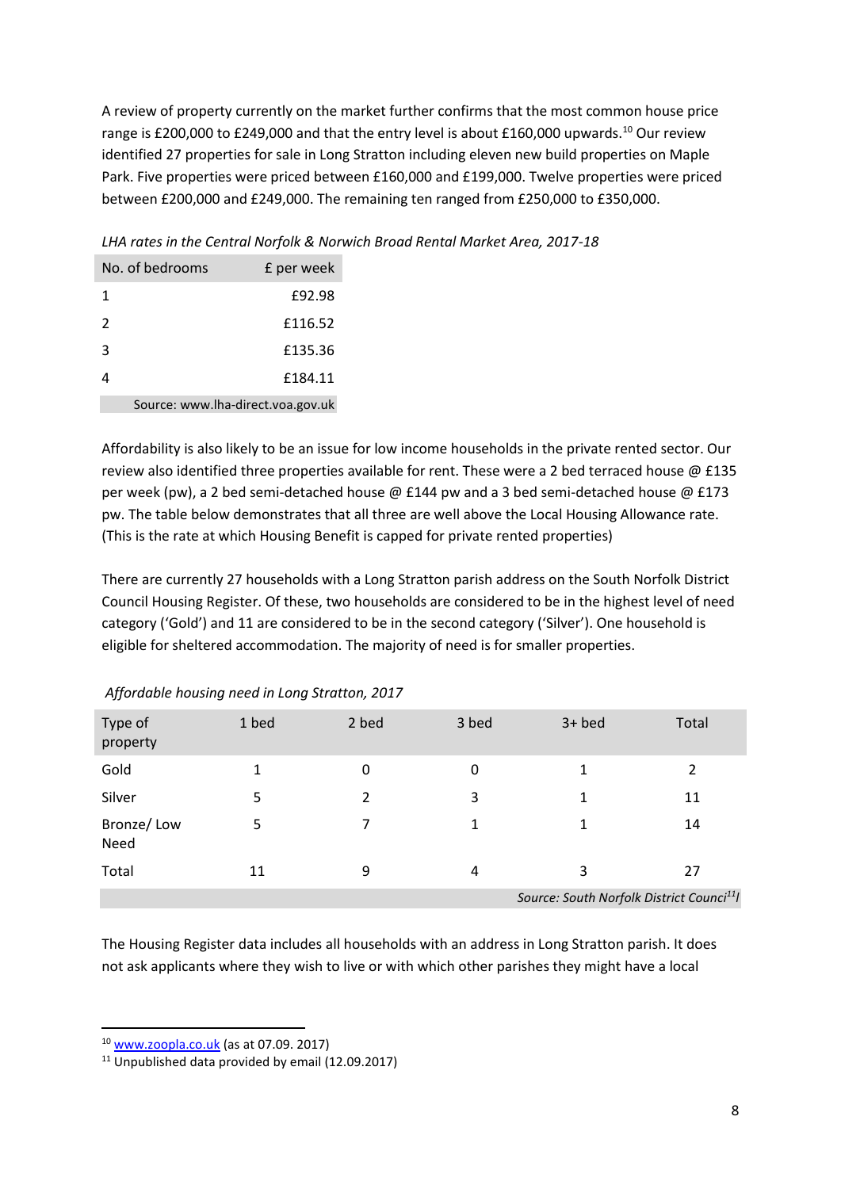A review of property currently on the market further confirms that the most common house price range is £200,000 to £249,000 and that the entry level is about £160,000 upwards.[10] Our review identified 27 properties for sale in Long Stratton including eleven new build properties on Maple Park. Five properties were priced between £160,000 and £199,000. Twelve properties were priced between £200,000 and £249,000. The remaining ten ranged from £250,000 to £350,000.

*LHA rates in the Central Norfolk & Norwich Broad Rental Market Area, 2017-18*

| No. of bedrooms | £ per week |
|---|---|
| 1 | £92.98 |
| 2 | £116.52 |
| 3 | £135.36 |
| 4 | £184.11 |
| Source: www.lha-direct.voa.gov.uk | |

Affordability is also likely to be an issue for low income households in the private rented sector. Our review also identified three properties available for rent. These were a 2 bed terraced house @ £135 per week (pw), a 2 bed semi-detached house @ £144 pw and a 3 bed semi-detached house @ £173 pw. The table below demonstrates that all three are well above the Local Housing Allowance rate. (This is the rate at which Housing Benefit is capped for private rented properties)

There are currently 27 households with a Long Stratton parish address on the South Norfolk District Council Housing Register. Of these, two households are considered to be in the highest level of need category ('Gold') and 11 are considered to be in the second category ('Silver'). One household is eligible for sheltered accommodation. The majority of need is for smaller properties.

*Affordable housing need in Long Stratton, 2017*

| Type of property | 1 bed | 2 bed | 3 bed | 3+ bed | Total |
|---|---|---|---|---|---|
| Gold | 1 | 0 | 0 | 1 | 2 |
| Silver | 5 | 2 | 3 | 1 | 11 |
| Bronze/ Low Need | 5 | 7 | 1 | 1 | 14 |
| Total | 11 | 9 | 4 | 3 | 27 |
| | | | | | *Source: South Norfolk District Council[11]* |

The Housing Register data includes all households with an address in Long Stratton parish. It does not ask applicants where they wish to live or with which other parishes they might have a local

[10] www.zoopla.co.uk (as at 07.09. 2017)

[11] Unpublished data provided by email (12.09.2017)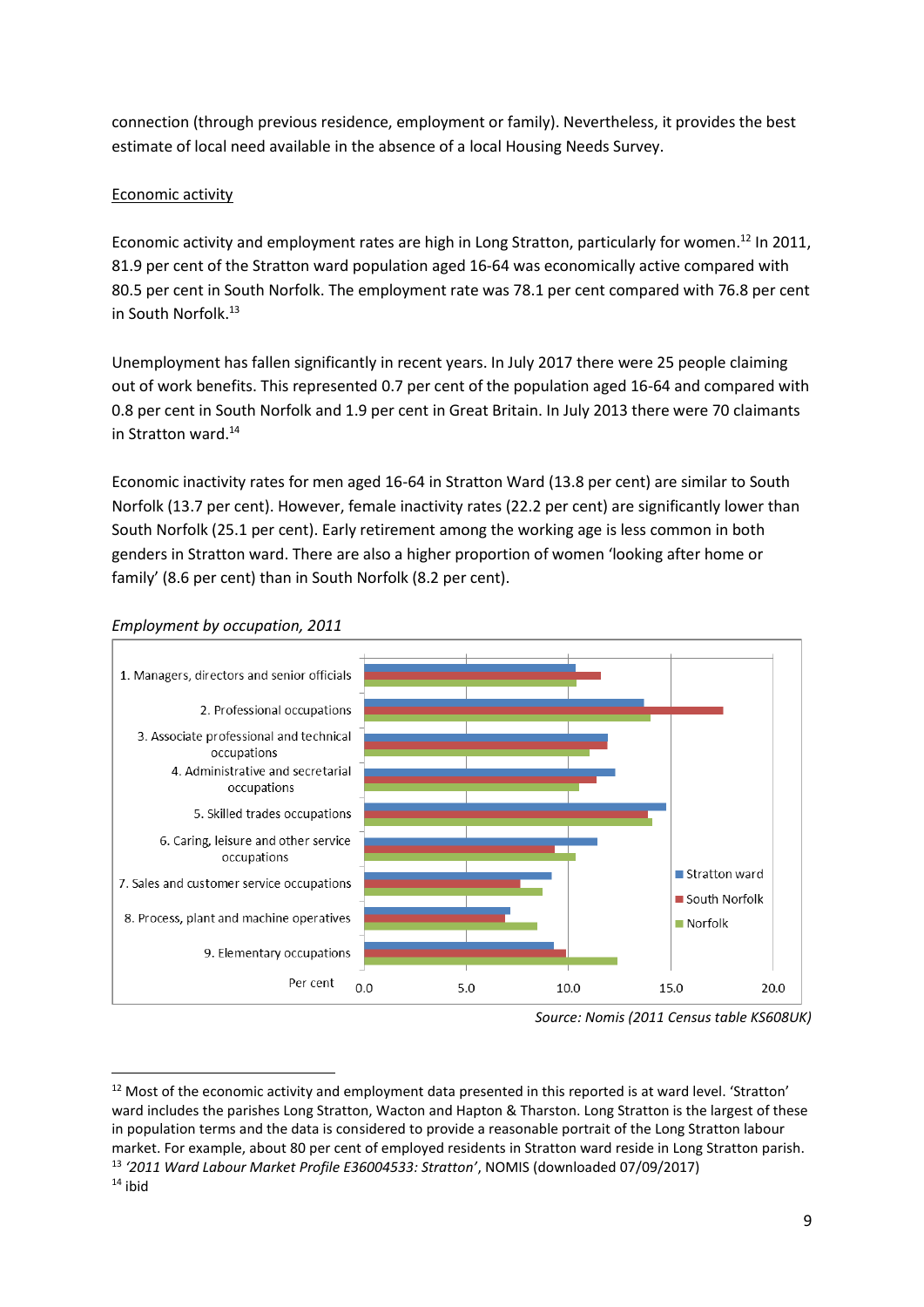connection (through previous residence, employment or family). Nevertheless, it provides the best estimate of local need available in the absence of a local Housing Needs Survey.

Economic activity

Economic activity and employment rates are high in Long Stratton, particularly for women.[12] In 2011, 81.9 per cent of the Stratton ward population aged 16-64 was economically active compared with 80.5 per cent in South Norfolk. The employment rate was 78.1 per cent compared with 76.8 per cent in South Norfolk.[13]

Unemployment has fallen significantly in recent years. In July 2017 there were 25 people claiming out of work benefits. This represented 0.7 per cent of the population aged 16-64 and compared with 0.8 per cent in South Norfolk and 1.9 per cent in Great Britain. In July 2013 there were 70 claimants in Stratton ward.[14]

Economic inactivity rates for men aged 16-64 in Stratton Ward (13.8 per cent) are similar to South Norfolk (13.7 per cent). However, female inactivity rates (22.2 per cent) are significantly lower than South Norfolk (25.1 per cent). Early retirement among the working age is less common in both genders in Stratton ward. There are also a higher proportion of women 'looking after home or family' (8.6 per cent) than in South Norfolk (8.2 per cent).

*Employment by occupation, 2011*

1. Managers, directors and senior officials
2. Professional occupations
3. Associate professional and technical occupations
4. Administrative and secretarial occupations
5. Skilled trades occupations
6. Caring, leisure and other service occupations
7. Sales and customer service occupations
8. Process, plant and machine operatives
9. Elementary occupations

Per cent: 0.0, 5.0, 10.0, 15.0, 20.0

Stratton ward | South Norfolk | Norfolk

*Source: Nomis (2011 Census table KS608UK)*

---

[12] Most of the economic activity and employment data presented in this reported is at ward level. 'Stratton' ward includes the parishes Long Stratton, Wacton and Hapton & Tharston. Long Stratton is the largest of these in population terms and the data is considered to provide a reasonable portrait of the Long Stratton labour market. For example, about 80 per cent of employed residents in Stratton ward reside in Long Stratton parish.

[13] *'2011 Ward Labour Market Profile E36004533: Stratton'*, NOMIS (downloaded 07/09/2017)

[14] ibid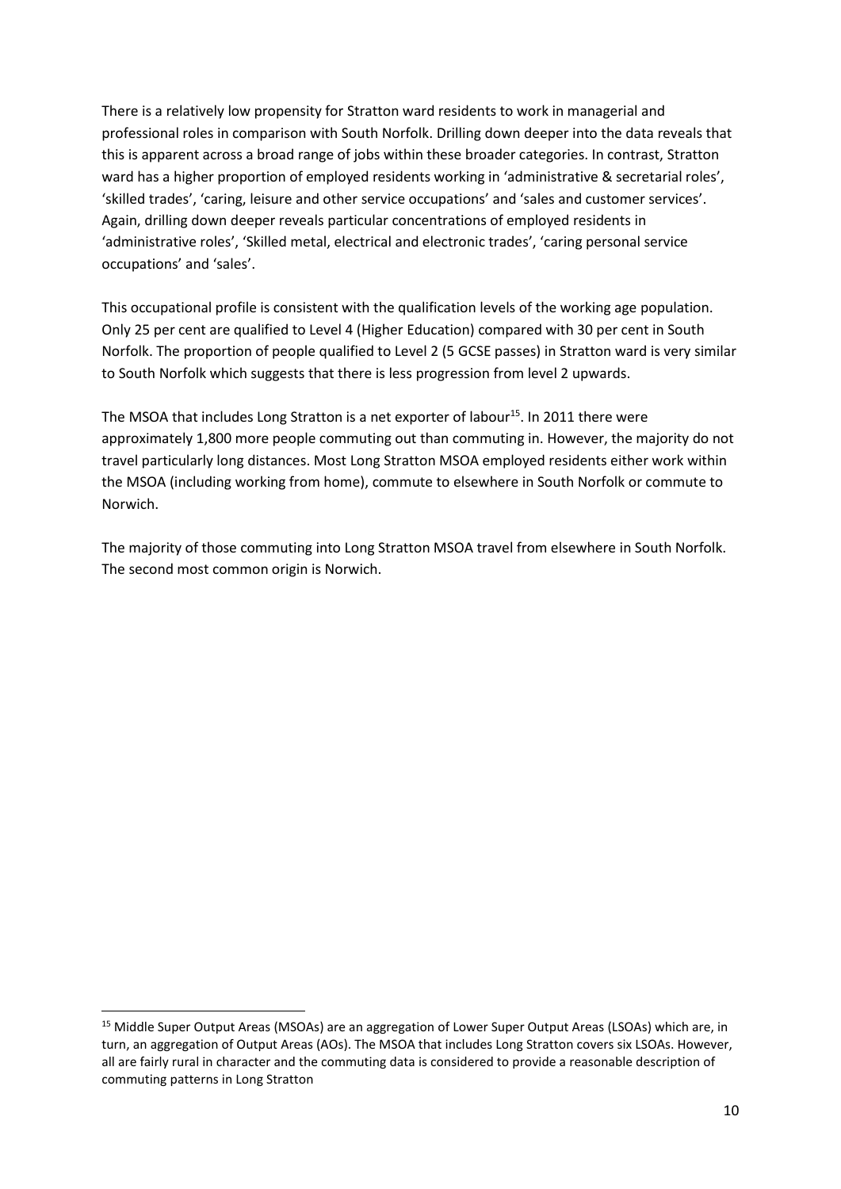There is a relatively low propensity for Stratton ward residents to work in managerial and professional roles in comparison with South Norfolk. Drilling down deeper into the data reveals that this is apparent across a broad range of jobs within these broader categories. In contrast, Stratton ward has a higher proportion of employed residents working in 'administrative & secretarial roles', 'skilled trades', 'caring, leisure and other service occupations' and 'sales and customer services'. Again, drilling down deeper reveals particular concentrations of employed residents in 'administrative roles', 'Skilled metal, electrical and electronic trades', 'caring personal service occupations' and 'sales'.

This occupational profile is consistent with the qualification levels of the working age population. Only 25 per cent are qualified to Level 4 (Higher Education) compared with 30 per cent in South Norfolk. The proportion of people qualified to Level 2 (5 GCSE passes) in Stratton ward is very similar to South Norfolk which suggests that there is less progression from level 2 upwards.

The MSOA that includes Long Stratton is a net exporter of labour[15]. In 2011 there were approximately 1,800 more people commuting out than commuting in. However, the majority do not travel particularly long distances. Most Long Stratton MSOA employed residents either work within the MSOA (including working from home), commute to elsewhere in South Norfolk or commute to Norwich.

The majority of those commuting into Long Stratton MSOA travel from elsewhere in South Norfolk. The second most common origin is Norwich.

---

[15] Middle Super Output Areas (MSOAs) are an aggregation of Lower Super Output Areas (LSOAs) which are, in turn, an aggregation of Output Areas (AOs). The MSOA that includes Long Stratton covers six LSOAs. However, all are fairly rural in character and the commuting data is considered to provide a reasonable description of commuting patterns in Long Stratton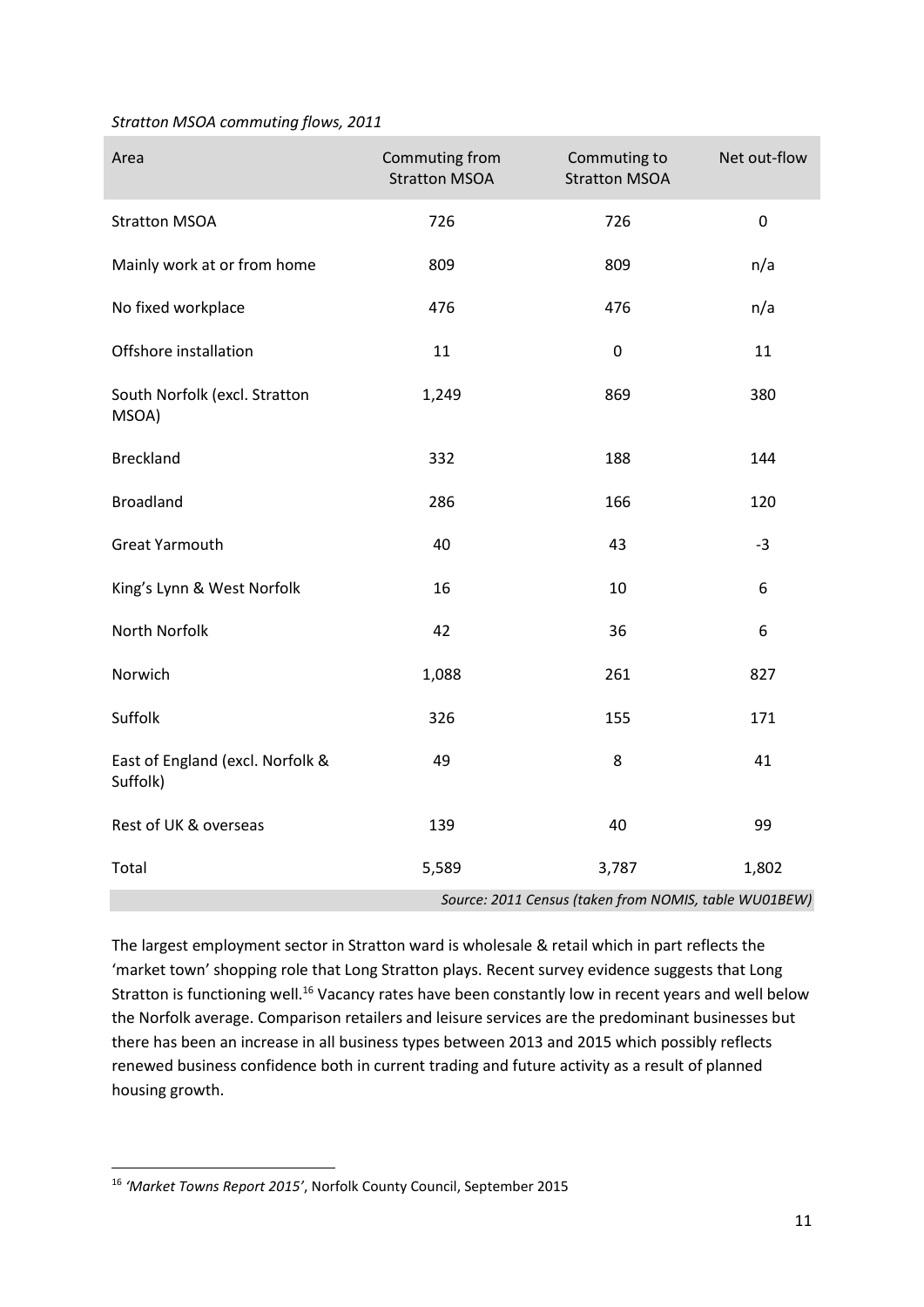*Stratton MSOA commuting flows, 2011*

| Area | Commuting from Stratton MSOA | Commuting to Stratton MSOA | Net out-flow |
|---|---|---|---|
| Stratton MSOA | 726 | 726 | 0 |
| Mainly work at or from home | 809 | 809 | n/a |
| No fixed workplace | 476 | 476 | n/a |
| Offshore installation | 11 | 0 | 11 |
| South Norfolk (excl. Stratton MSOA) | 1,249 | 869 | 380 |
| Breckland | 332 | 188 | 144 |
| Broadland | 286 | 166 | 120 |
| Great Yarmouth | 40 | 43 | -3 |
| King's Lynn & West Norfolk | 16 | 10 | 6 |
| North Norfolk | 42 | 36 | 6 |
| Norwich | 1,088 | 261 | 827 |
| Suffolk | 326 | 155 | 171 |
| East of England (excl. Norfolk & Suffolk) | 49 | 8 | 41 |
| Rest of UK & overseas | 139 | 40 | 99 |
| Total | 5,589 | 3,787 | 1,802 |

*Source: 2011 Census (taken from NOMIS, table WU01BEW)*

The largest employment sector in Stratton ward is wholesale & retail which in part reflects the 'market town' shopping role that Long Stratton plays. Recent survey evidence suggests that Long Stratton is functioning well.[16] Vacancy rates have been constantly low in recent years and well below the Norfolk average. Comparison retailers and leisure services are the predominant businesses but there has been an increase in all business types between 2013 and 2015 which possibly reflects renewed business confidence both in current trading and future activity as a result of planned housing growth.

[16] *'Market Towns Report 2015'*, Norfolk County Council, September 2015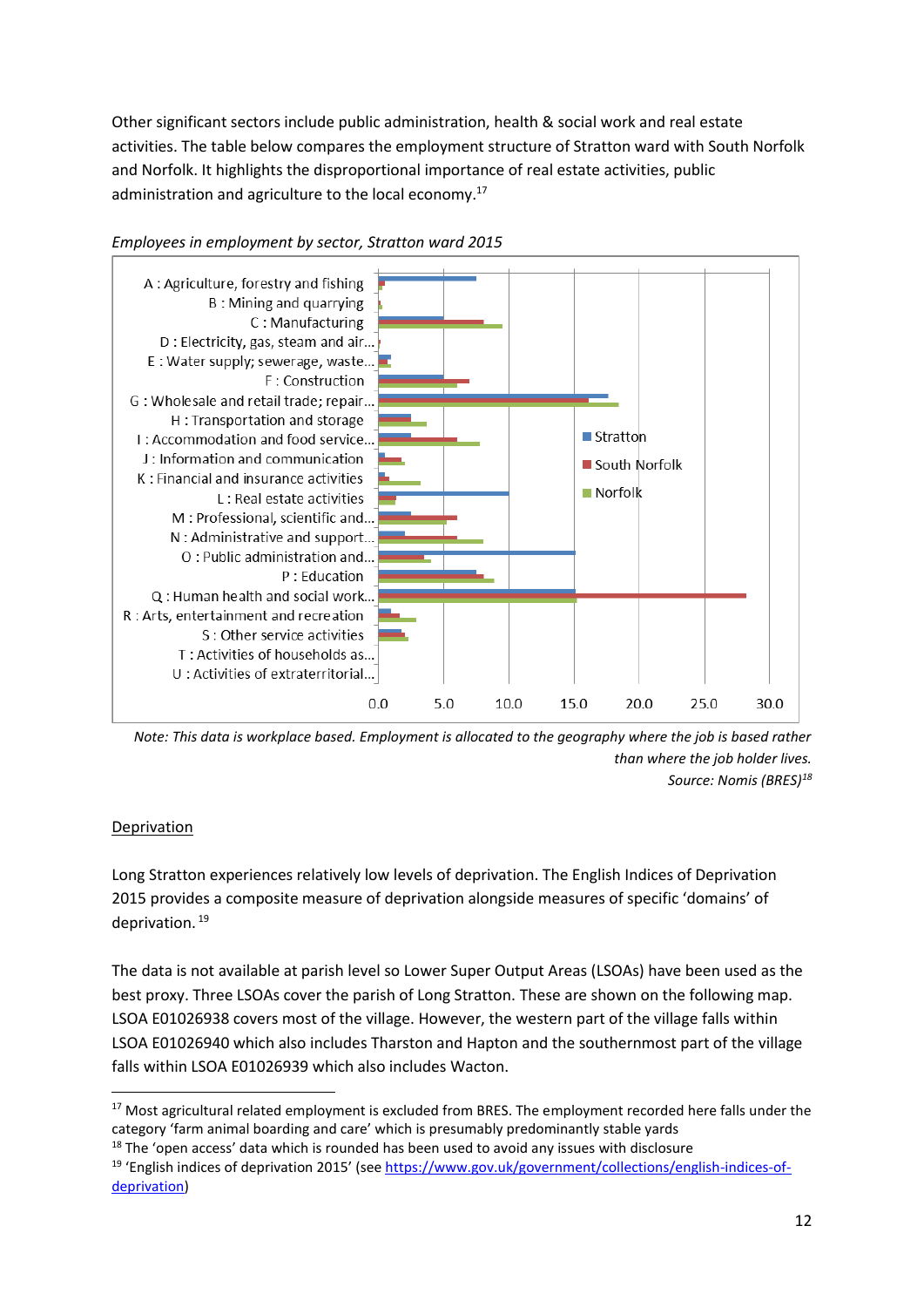Other significant sectors include public administration, health & social work and real estate activities. The table below compares the employment structure of Stratton ward with South Norfolk and Norfolk. It highlights the disproportional importance of real estate activities, public administration and agriculture to the local economy.[17]

*Employees in employment by sector, Stratton ward 2015*

*Note: This data is workplace based. Employment is allocated to the geography where the job is based rather than where the job holder lives.*

*Source: Nomis (BRES)[18]*

## Deprivation

Long Stratton experiences relatively low levels of deprivation. The English Indices of Deprivation 2015 provides a composite measure of deprivation alongside measures of specific 'domains' of deprivation.[19]

The data is not available at parish level so Lower Super Output Areas (LSOAs) have been used as the best proxy. Three LSOAs cover the parish of Long Stratton. These are shown on the following map. LSOA E01026938 covers most of the village. However, the western part of the village falls within LSOA E01026940 which also includes Tharston and Hapton and the southernmost part of the village falls within LSOA E01026939 which also includes Wacton.

---

[17] Most agricultural related employment is excluded from BRES. The employment recorded here falls under the category 'farm animal boarding and care' which is presumably predominantly stable yards

[18] The 'open access' data which is rounded has been used to avoid any issues with disclosure

[19] 'English indices of deprivation 2015' (see https://www.gov.uk/government/collections/english-indices-of-deprivation)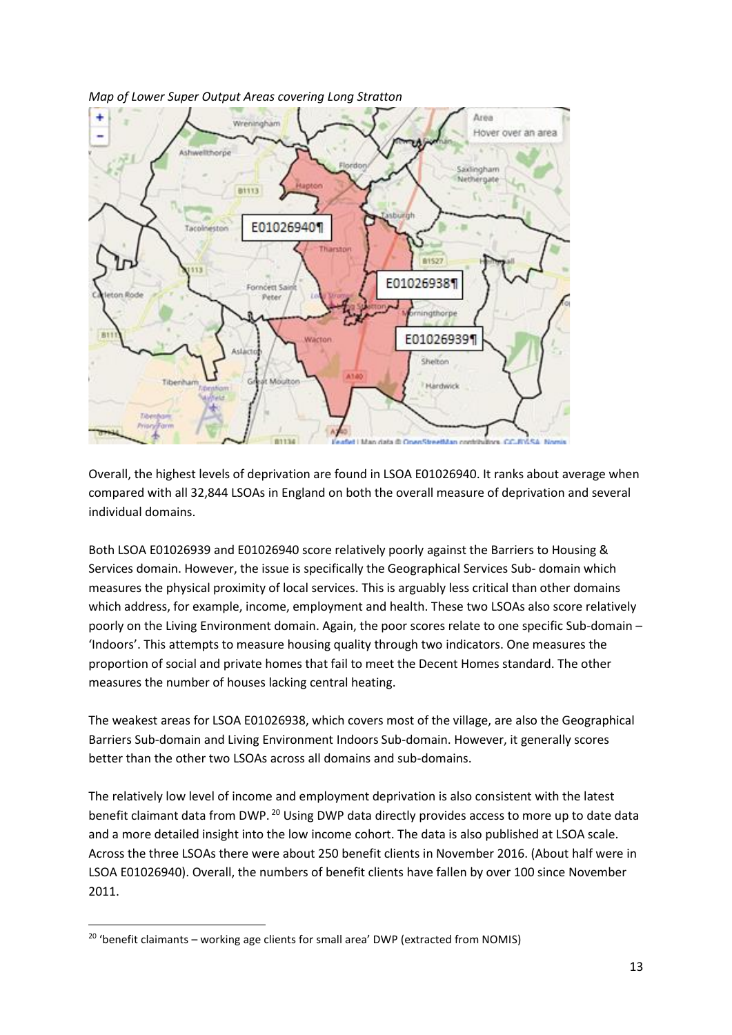*Map of Lower Super Output Areas covering Long Stratton*

Overall, the highest levels of deprivation are found in LSOA E01026940. It ranks about average when compared with all 32,844 LSOAs in England on both the overall measure of deprivation and several individual domains.

Both LSOA E01026939 and E01026940 score relatively poorly against the Barriers to Housing & Services domain. However, the issue is specifically the Geographical Services Sub- domain which measures the physical proximity of local services. This is arguably less critical than other domains which address, for example, income, employment and health. These two LSOAs also score relatively poorly on the Living Environment domain. Again, the poor scores relate to one specific Sub-domain – 'Indoors'. This attempts to measure housing quality through two indicators. One measures the proportion of social and private homes that fail to meet the Decent Homes standard. The other measures the number of houses lacking central heating.

The weakest areas for LSOA E01026938, which covers most of the village, are also the Geographical Barriers Sub-domain and Living Environment Indoors Sub-domain. However, it generally scores better than the other two LSOAs across all domains and sub-domains.

The relatively low level of income and employment deprivation is also consistent with the latest benefit claimant data from DWP.[20] Using DWP data directly provides access to more up to date data and a more detailed insight into the low income cohort. The data is also published at LSOA scale. Across the three LSOAs there were about 250 benefit clients in November 2016. (About half were in LSOA E01026940). Overall, the numbers of benefit clients have fallen by over 100 since November 2011.

[20] 'benefit claimants – working age clients for small area' DWP (extracted from NOMIS)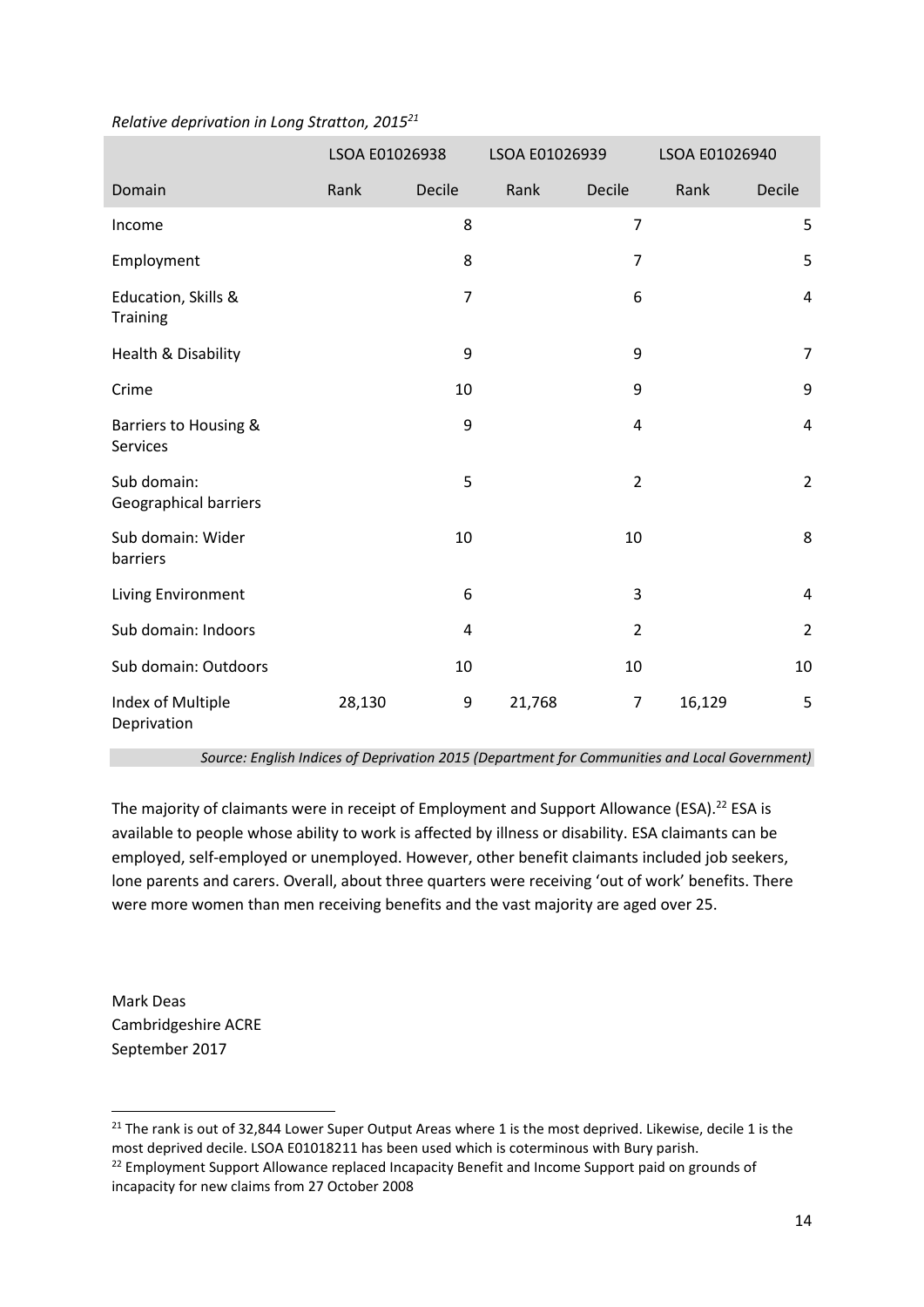*Relative deprivation in Long Stratton, 2015*[21]

| | LSOA E01026938 | | LSOA E01026939 | | LSOA E01026940 | |
|---|---|---|---|---|---|---|
| Domain | Rank | Decile | Rank | Decile | Rank | Decile |
| Income | | 8 | | 7 | | 5 |
| Employment | | 8 | | 7 | | 5 |
| Education, Skills & Training | | 7 | | 6 | | 4 |
| Health & Disability | | 9 | | 9 | | 7 |
| Crime | | 10 | | 9 | | 9 |
| Barriers to Housing & Services | | 9 | | 4 | | 4 |
| Sub domain: Geographical barriers | | 5 | | 2 | | 2 |
| Sub domain: Wider barriers | | 10 | | 10 | | 8 |
| Living Environment | | 6 | | 3 | | 4 |
| Sub domain: Indoors | | 4 | | 2 | | 2 |
| Sub domain: Outdoors | | 10 | | 10 | | 10 |
| Index of Multiple Deprivation | 28,130 | 9 | 21,768 | 7 | 16,129 | 5 |

*Source: English Indices of Deprivation 2015 (Department for Communities and Local Government)*

The majority of claimants were in receipt of Employment and Support Allowance (ESA).[22] ESA is available to people whose ability to work is affected by illness or disability. ESA claimants can be employed, self-employed or unemployed. However, other benefit claimants included job seekers, lone parents and carers. Overall, about three quarters were receiving 'out of work' benefits. There were more women than men receiving benefits and the vast majority are aged over 25.

Mark Deas
Cambridgeshire ACRE
September 2017

[21] The rank is out of 32,844 Lower Super Output Areas where 1 is the most deprived. Likewise, decile 1 is the most deprived decile. LSOA E01018211 has been used which is coterminous with Bury parish.

[22] Employment Support Allowance replaced Incapacity Benefit and Income Support paid on grounds of incapacity for new claims from 27 October 2008